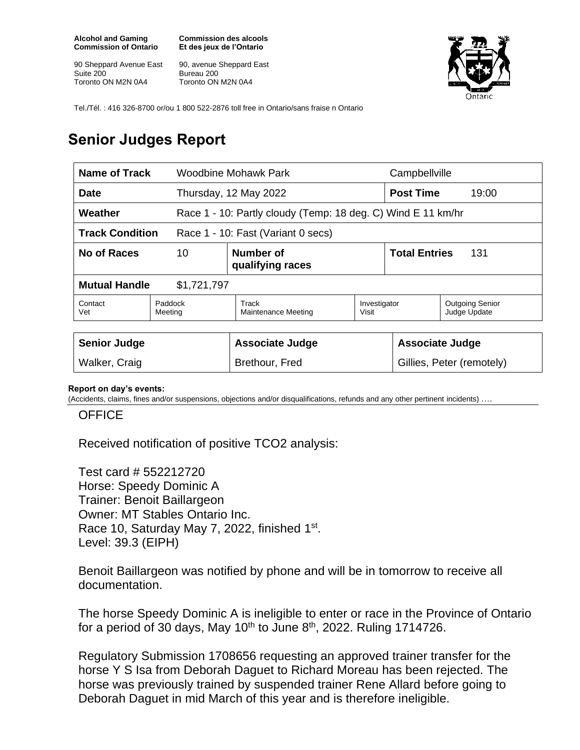**Alcohol and Gaming Commission of Ontario**

90 Sheppard Avenue East
Suite 200
Toronto ON M2N 0A4

**Commission des alcools Et des jeux de l'Ontario**

90, avenue Sheppard East
Bureau 200
Toronto ON M2N 0A4

Tel./Tél. : 416 326-8700 or/ou 1 800 522-2876 toll free in Ontario/sans fraise n Ontario

# Senior Judges Report

| **Name of Track** | Woodbine Mohawk Park | | | Campbellville | |
|---|---|---|---|---|---|
| **Date** | Thursday, 12 May 2022 | | | **Post Time** | 19:00 |
| **Weather** | Race 1 - 10: Partly cloudy (Temp: 18 deg. C) Wind E 11 km/hr | | | | |
| **Track Condition** | Race 1 - 10: Fast (Variant 0 secs) | | | | |
| **No of Races** | 10 | **Number of qualifying races** | | **Total Entries** | 131 |
| **Mutual Handle** | $1,721,797 | | | | |
| Contact Vet | Paddock Meeting | Track Maintenance Meeting | Investigator Visit | Outgoing Senior Judge Update | |

| **Senior Judge** | **Associate Judge** | **Associate Judge** |
|---|---|---|
| Walker, Craig | Brethour, Fred | Gillies, Peter (remotely) |

**Report on day's events:**
(Accidents, claims, fines and/or suspensions, objections and/or disqualifications, refunds and any other pertinent incidents) ….

OFFICE

Received notification of positive TCO2 analysis:

Test card # 552212720
Horse: Speedy Dominic A
Trainer: Benoit Baillargeon
Owner: MT Stables Ontario Inc.
Race 10, Saturday May 7, 2022, finished 1st.
Level: 39.3 (EIPH)

Benoit Baillargeon was notified by phone and will be in tomorrow to receive all documentation.

The horse Speedy Dominic A is ineligible to enter or race in the Province of Ontario for a period of 30 days, May 10th to June 8th, 2022. Ruling 1714726.

Regulatory Submission 1708656 requesting an approved trainer transfer for the horse Y S Isa from Deborah Daguet to Richard Moreau has been rejected. The horse was previously trained by suspended trainer Rene Allard before going to Deborah Daguet in mid March of this year and is therefore ineligible.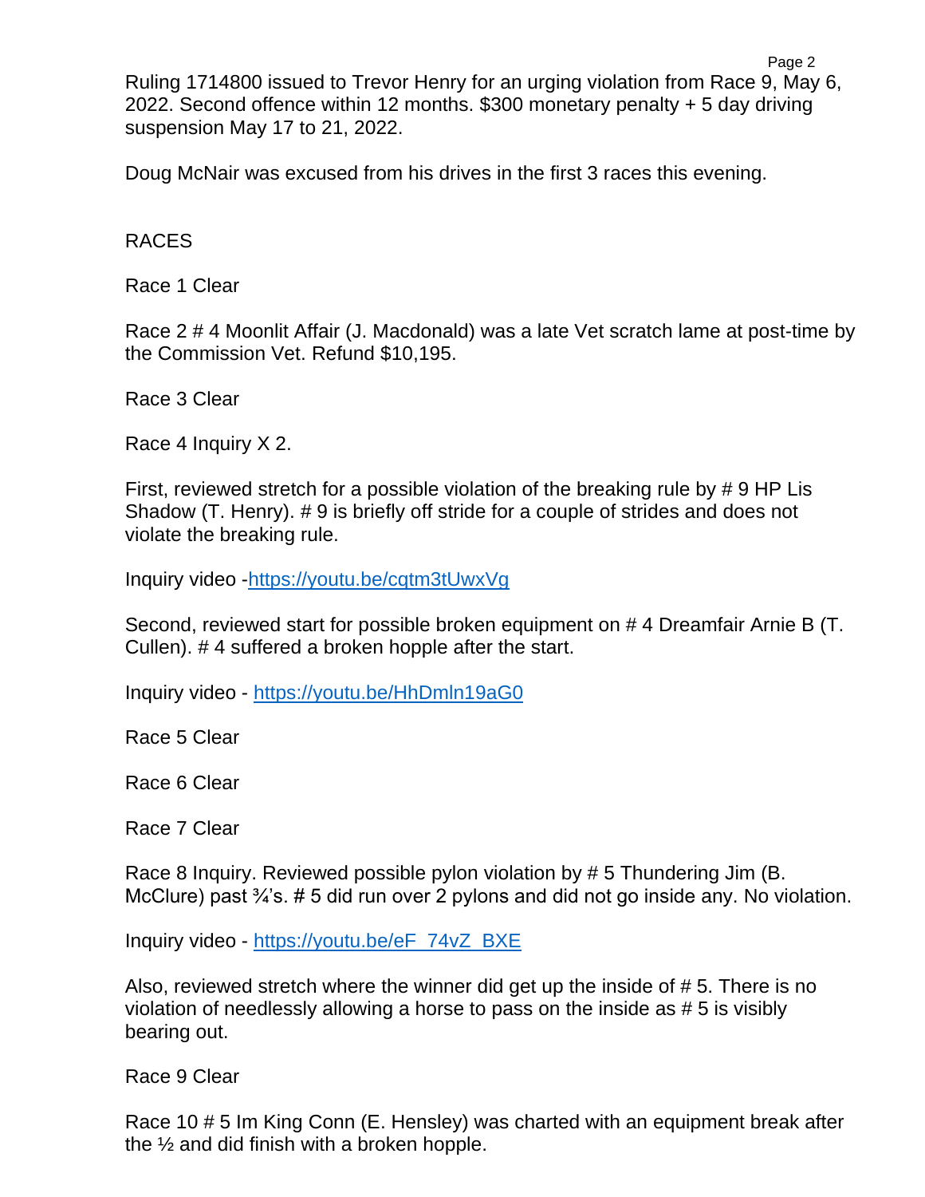Ruling 1714800 issued to Trevor Henry for an urging violation from Race 9, May 6, 2022. Second offence within 12 months. $300 monetary penalty + 5 day driving suspension May 17 to 21, 2022.

Doug McNair was excused from his drives in the first 3 races this evening.

RACES

Race 1 Clear

Race 2 # 4 Moonlit Affair (J. Macdonald) was a late Vet scratch lame at post-time by the Commission Vet. Refund $10,195.

Race 3 Clear

Race 4 Inquiry X 2.

First, reviewed stretch for a possible violation of the breaking rule by # 9 HP Lis Shadow (T. Henry). # 9 is briefly off stride for a couple of strides and does not violate the breaking rule.

Inquiry video -https://youtu.be/cqtm3tUwxVg

Second, reviewed start for possible broken equipment on # 4 Dreamfair Arnie B (T. Cullen). # 4 suffered a broken hopple after the start.

Inquiry video - https://youtu.be/HhDmln19aG0

Race 5 Clear

Race 6 Clear

Race 7 Clear

Race 8 Inquiry. Reviewed possible pylon violation by # 5 Thundering Jim (B. McClure) past ¾'s. # 5 did run over 2 pylons and did not go inside any. No violation.

Inquiry video - https://youtu.be/eF_74vZ_BXE

Also, reviewed stretch where the winner did get up the inside of # 5. There is no violation of needlessly allowing a horse to pass on the inside as # 5 is visibly bearing out.

Race 9 Clear

Race 10 # 5 Im King Conn (E. Hensley) was charted with an equipment break after the ½ and did finish with a broken hopple.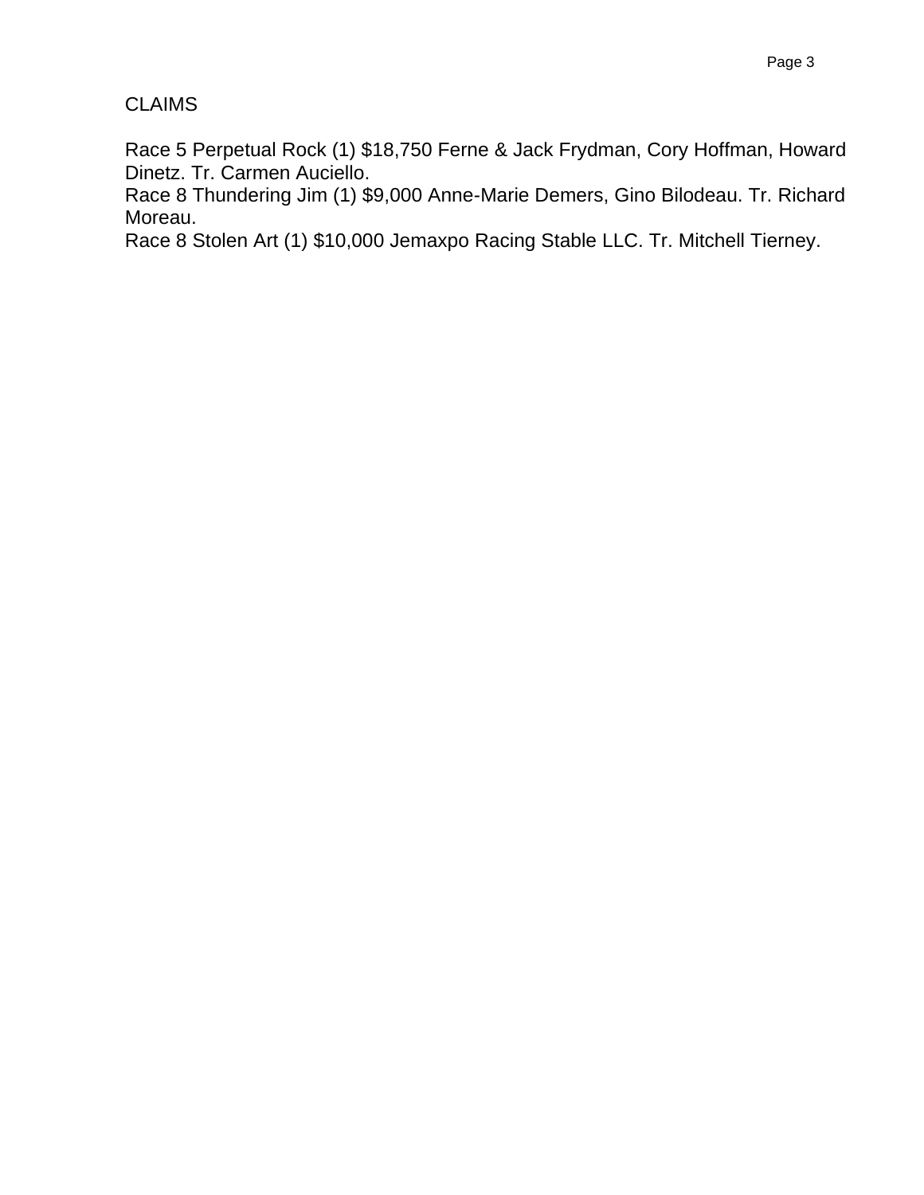CLAIMS

Race 5 Perpetual Rock (1) $18,750 Ferne & Jack Frydman, Cory Hoffman, Howard Dinetz. Tr. Carmen Auciello.
Race 8 Thundering Jim (1) $9,000 Anne-Marie Demers, Gino Bilodeau. Tr. Richard Moreau.
Race 8 Stolen Art (1) $10,000 Jemaxpo Racing Stable LLC. Tr. Mitchell Tierney.